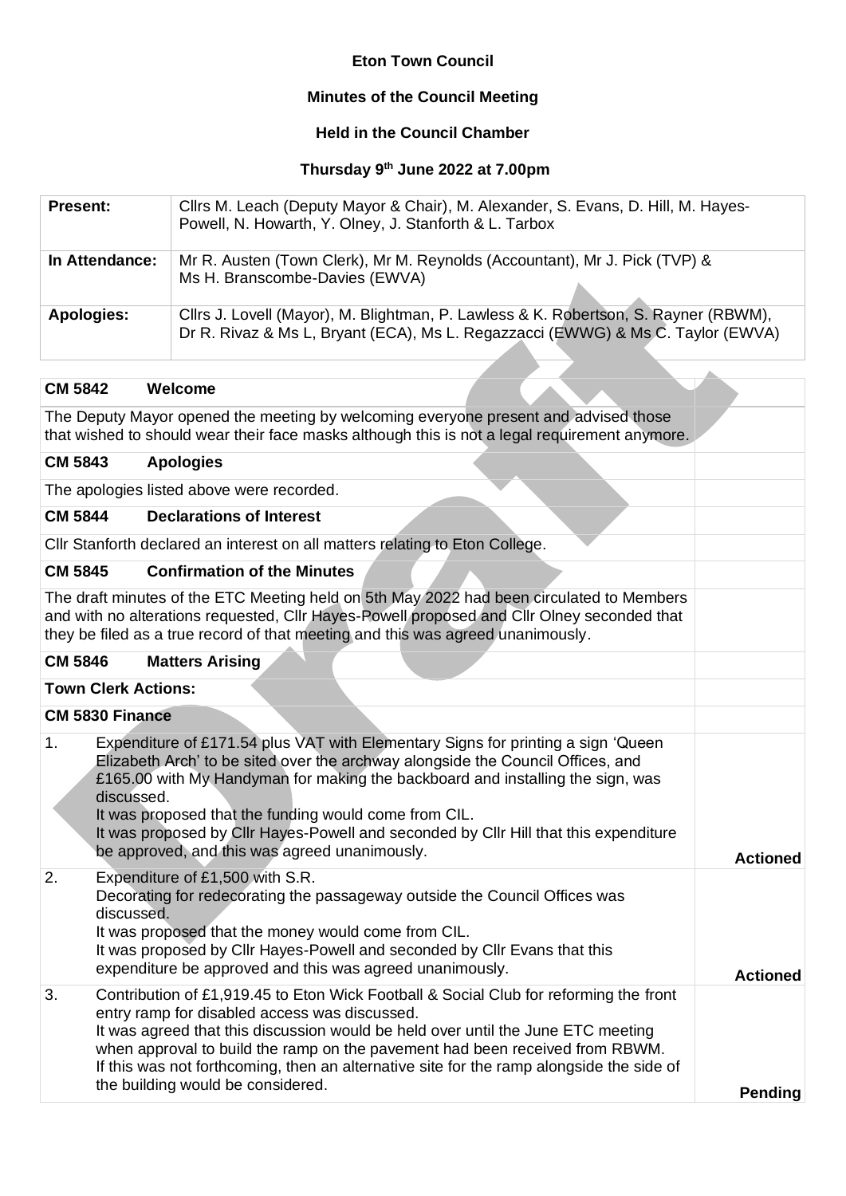**Eton Town Council**

**Minutes of the Council Meeting**

**Held in the Council Chamber**

**Thursday 9th June 2022 at 7.00pm**

| **Present:** | Cllrs M. Leach (Deputy Mayor & Chair), M. Alexander, S. Evans, D. Hill, M. Hayes-Powell, N. Howarth, Y. Olney, J. Stanforth & L. Tarbox |
|---|---|
| **In Attendance:** | Mr R. Austen (Town Clerk), Mr M. Reynolds (Accountant), Mr J. Pick (TVP) & Ms H. Branscombe-Davies (EWVA) |
| **Apologies:** | Cllrs J. Lovell (Mayor), M. Blightman, P. Lawless & K. Robertson, S. Rayner (RBWM), Dr R. Rivaz & Ms L, Bryant (ECA), Ms L. Regazzacci (EWWG) & Ms C. Taylor (EWVA) |

| | | |
|---|---|---|
| **CM 5842 Welcome** | | |
| The Deputy Mayor opened the meeting by welcoming everyone present and advised those that wished to should wear their face masks although this is not a legal requirement anymore. | | |
| **CM 5843 Apologies** | | |
| The apologies listed above were recorded. | | |
| **CM 5844 Declarations of Interest** | | |
| Cllr Stanforth declared an interest on all matters relating to Eton College. | | |
| **CM 5845 Confirmation of the Minutes** | | |
| The draft minutes of the ETC Meeting held on 5th May 2022 had been circulated to Members and with no alterations requested, Cllr Hayes-Powell proposed and Cllr Olney seconded that they be filed as a true record of that meeting and this was agreed unanimously. | | |
| **CM 5846 Matters Arising** | | |
| **Town Clerk Actions:** | | |
| **CM 5830 Finance** | | |
| 1. | Expenditure of £171.54 plus VAT with Elementary Signs for printing a sign 'Queen Elizabeth Arch' to be sited over the archway alongside the Council Offices, and £165.00 with My Handyman for making the backboard and installing the sign, was discussed.<br>It was proposed that the funding would come from CIL.<br>It was proposed by Cllr Hayes-Powell and seconded by Cllr Hill that this expenditure be approved, and this was agreed unanimously. | **Actioned** |
| 2. | Expenditure of £1,500 with S.R. Decorating for redecorating the passageway outside the Council Offices was discussed.<br>It was proposed that the money would come from CIL.<br>It was proposed by Cllr Hayes-Powell and seconded by Cllr Evans that this expenditure be approved and this was agreed unanimously. | **Actioned** |
| 3. | Contribution of £1,919.45 to Eton Wick Football & Social Club for reforming the front entry ramp for disabled access was discussed.<br>It was agreed that this discussion would be held over until the June ETC meeting when approval to build the ramp on the pavement had been received from RBWM.<br>If this was not forthcoming, then an alternative site for the ramp alongside the side of the building would be considered. | **Pending** |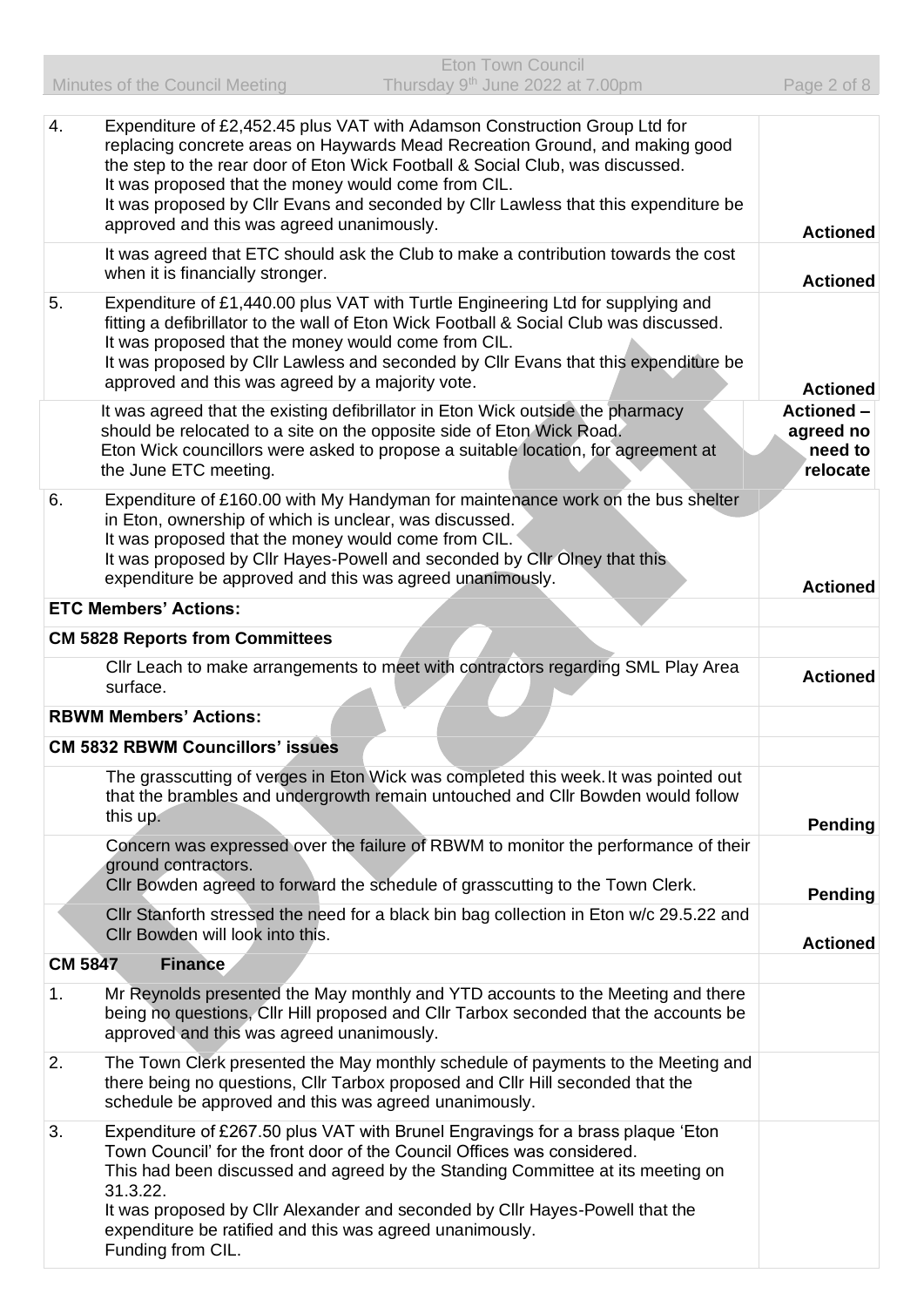| | | |
|---|---|---|
| 4. | Expenditure of £2,452.45 plus VAT with Adamson Construction Group Ltd for replacing concrete areas on Haywards Mead Recreation Ground, and making good the step to the rear door of Eton Wick Football & Social Club, was discussed.<br>It was proposed that the money would come from CIL.<br>It was proposed by Cllr Evans and seconded by Cllr Lawless that this expenditure be approved and this was agreed unanimously. | **Actioned** |
| | It was agreed that ETC should ask the Club to make a contribution towards the cost when it is financially stronger. | **Actioned** |
| 5. | Expenditure of £1,440.00 plus VAT with Turtle Engineering Ltd for supplying and fitting a defibrillator to the wall of Eton Wick Football & Social Club was discussed.<br>It was proposed that the money would come from CIL.<br>It was proposed by Cllr Lawless and seconded by Cllr Evans that this expenditure be approved and this was agreed by a majority vote. | **Actioned** |
| | It was agreed that the existing defibrillator in Eton Wick outside the pharmacy should be relocated to a site on the opposite side of Eton Wick Road.<br>Eton Wick councillors were asked to propose a suitable location, for agreement at the June ETC meeting. | **Actioned – agreed no need to relocate** |
| 6. | Expenditure of £160.00 with My Handyman for maintenance work on the bus shelter in Eton, ownership of which is unclear, was discussed.<br>It was proposed that the money would come from CIL.<br>It was proposed by Cllr Hayes-Powell and seconded by Cllr Olney that this expenditure be approved and this was agreed unanimously. | **Actioned** |
| **ETC Members' Actions:** | | |
| **CM 5828 Reports from Committees** | | |
| | Cllr Leach to make arrangements to meet with contractors regarding SML Play Area surface. | **Actioned** |
| **RBWM Members' Actions:** | | |
| **CM 5832 RBWM Councillors' issues** | | |
| | The grasscutting of verges in Eton Wick was completed this week. It was pointed out that the brambles and undergrowth remain untouched and Cllr Bowden would follow this up. | **Pending** |
| | Concern was expressed over the failure of RBWM to monitor the performance of their ground contractors.<br>Cllr Bowden agreed to forward the schedule of grasscutting to the Town Clerk. | **Pending** |
| | Cllr Stanforth stressed the need for a black bin bag collection in Eton w/c 29.5.22 and Cllr Bowden will look into this. | **Actioned** |
| **CM 5847 Finance** | | |
| 1. | Mr Reynolds presented the May monthly and YTD accounts to the Meeting and there being no questions, Cllr Hill proposed and Cllr Tarbox seconded that the accounts be approved and this was agreed unanimously. | |
| 2. | The Town Clerk presented the May monthly schedule of payments to the Meeting and there being no questions, Cllr Tarbox proposed and Cllr Hill seconded that the schedule be approved and this was agreed unanimously. | |
| 3. | Expenditure of £267.50 plus VAT with Brunel Engravings for a brass plaque 'Eton Town Council' for the front door of the Council Offices was considered.<br>This had been discussed and agreed by the Standing Committee at its meeting on 31.3.22.<br>It was proposed by Cllr Alexander and seconded by Cllr Hayes-Powell that the expenditure be ratified and this was agreed unanimously.<br>Funding from CIL. | |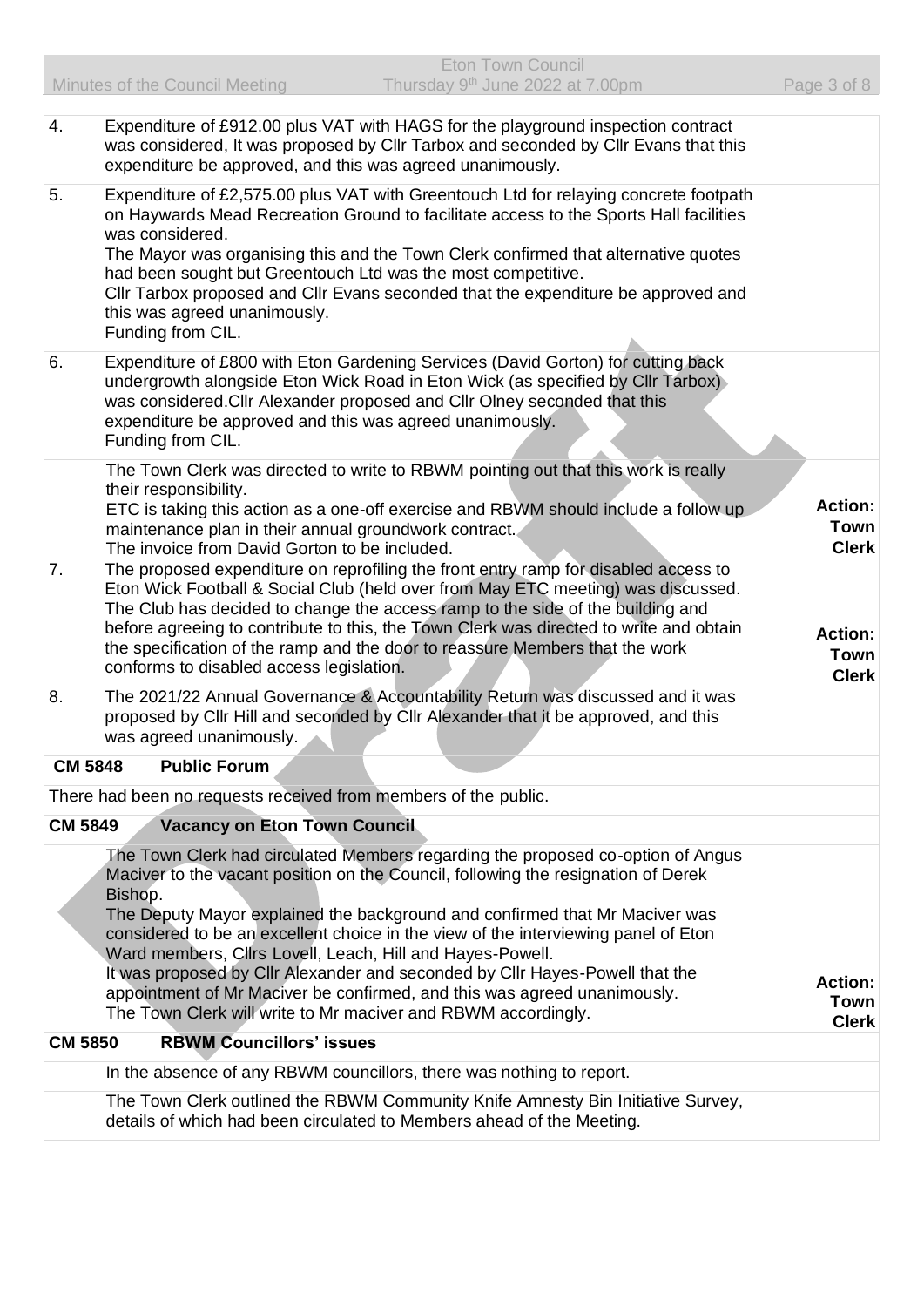| | | |
|---|---|---|
| 4. | Expenditure of £912.00 plus VAT with HAGS for the playground inspection contract was considered, It was proposed by Cllr Tarbox and seconded by Cllr Evans that this expenditure be approved, and this was agreed unanimously. | |
| 5. | Expenditure of £2,575.00 plus VAT with Greentouch Ltd for relaying concrete footpath on Haywards Mead Recreation Ground to facilitate access to the Sports Hall facilities was considered.<br>The Mayor was organising this and the Town Clerk confirmed that alternative quotes had been sought but Greentouch Ltd was the most competitive.<br>Cllr Tarbox proposed and Cllr Evans seconded that the expenditure be approved and this was agreed unanimously.<br>Funding from CIL. | |
| 6. | Expenditure of £800 with Eton Gardening Services (David Gorton) for cutting back undergrowth alongside Eton Wick Road in Eton Wick (as specified by Cllr Tarbox) was considered.Cllr Alexander proposed and Cllr Olney seconded that this expenditure be approved and this was agreed unanimously.<br>Funding from CIL. | |
| | The Town Clerk was directed to write to RBWM pointing out that this work is really their responsibility.<br>ETC is taking this action as a one-off exercise and RBWM should include a follow up maintenance plan in their annual groundwork contract.<br>The invoice from David Gorton to be included. | **Action: Town Clerk** |
| 7. | The proposed expenditure on reprofiling the front entry ramp for disabled access to Eton Wick Football & Social Club (held over from May ETC meeting) was discussed. The Club has decided to change the access ramp to the side of the building and before agreeing to contribute to this, the Town Clerk was directed to write and obtain the specification of the ramp and the door to reassure Members that the work conforms to disabled access legislation. | **Action: Town Clerk** |
| 8. | The 2021/22 Annual Governance & Accountability Return was discussed and it was proposed by Cllr Hill and seconded by Cllr Alexander that it be approved, and this was agreed unanimously. | |
| **CM 5848** | **Public Forum** | |
| | There had been no requests received from members of the public. | |
| **CM 5849** | **Vacancy on Eton Town Council** | |
| | The Town Clerk had circulated Members regarding the proposed co-option of Angus Maciver to the vacant position on the Council, following the resignation of Derek Bishop.<br>The Deputy Mayor explained the background and confirmed that Mr Maciver was considered to be an excellent choice in the view of the interviewing panel of Eton Ward members, Cllrs Lovell, Leach, Hill and Hayes-Powell.<br>It was proposed by Cllr Alexander and seconded by Cllr Hayes-Powell that the appointment of Mr Maciver be confirmed, and this was agreed unanimously.<br>The Town Clerk will write to Mr maciver and RBWM accordingly. | **Action: Town Clerk** |
| **CM 5850** | **RBWM Councillors' issues** | |
| | In the absence of any RBWM councillors, there was nothing to report. | |
| | The Town Clerk outlined the RBWM Community Knife Amnesty Bin Initiative Survey, details of which had been circulated to Members ahead of the Meeting. | |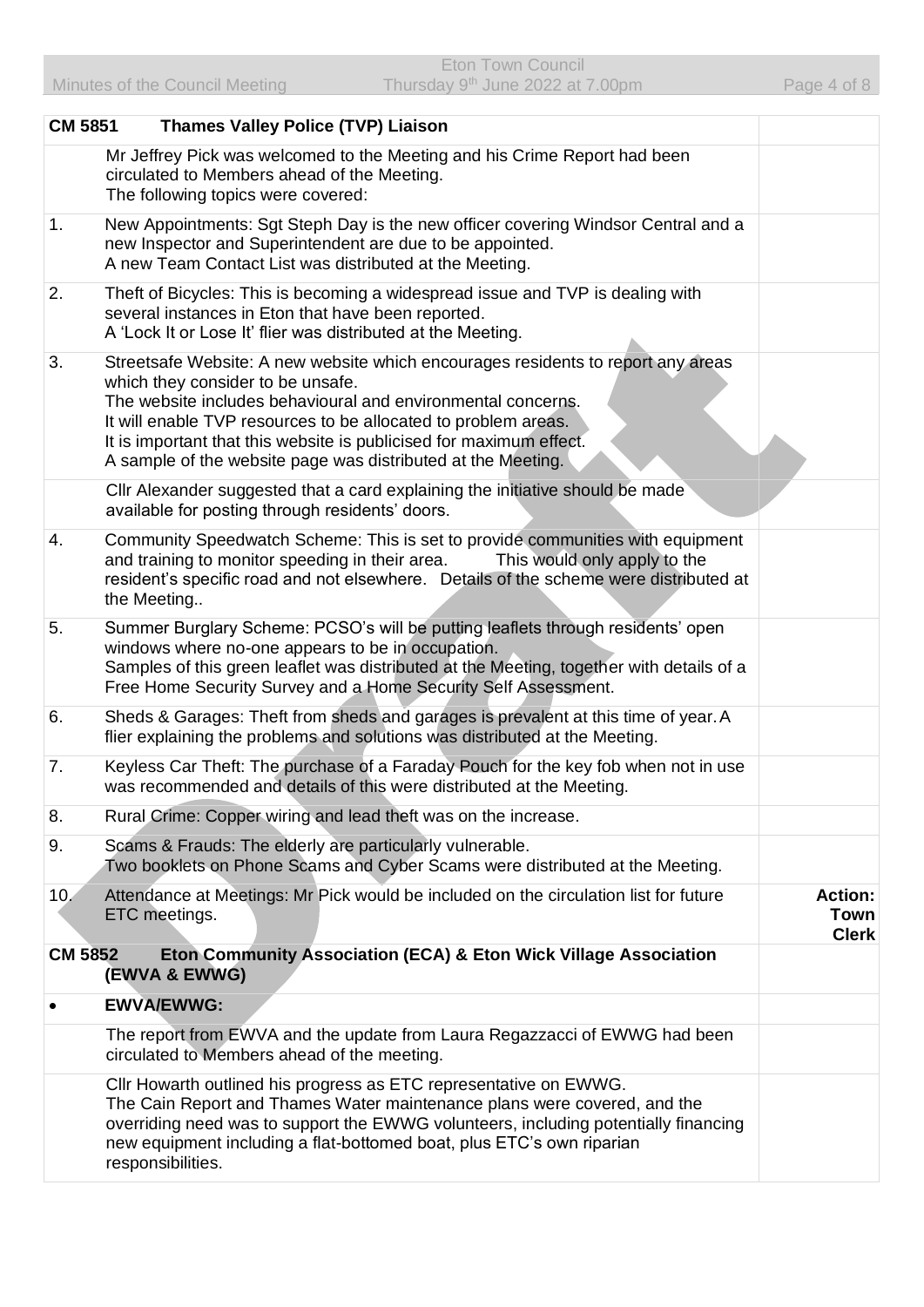| **CM 5851** | **Thames Valley Police (TVP) Liaison** | |
|---|---|---|
| | Mr Jeffrey Pick was welcomed to the Meeting and his Crime Report had been circulated to Members ahead of the Meeting. The following topics were covered: | |
| 1. | New Appointments: Sgt Steph Day is the new officer covering Windsor Central and a new Inspector and Superintendent are due to be appointed. A new Team Contact List was distributed at the Meeting. | |
| 2. | Theft of Bicycles: This is becoming a widespread issue and TVP is dealing with several instances in Eton that have been reported. A 'Lock It or Lose It' flier was distributed at the Meeting. | |
| 3. | Streetsafe Website: A new website which encourages residents to report any areas which they consider to be unsafe. The website includes behavioural and environmental concerns. It will enable TVP resources to be allocated to problem areas. It is important that this website is publicised for maximum effect. A sample of the website page was distributed at the Meeting. | |
| | Cllr Alexander suggested that a card explaining the initiative should be made available for posting through residents' doors. | |
| 4. | Community Speedwatch Scheme: This is set to provide communities with equipment and training to monitor speeding in their area. This would only apply to the resident's specific road and not elsewhere. Details of the scheme were distributed at the Meeting.. | |
| 5. | Summer Burglary Scheme: PCSO's will be putting leaflets through residents' open windows where no-one appears to be in occupation. Samples of this green leaflet was distributed at the Meeting, together with details of a Free Home Security Survey and a Home Security Self Assessment. | |
| 6. | Sheds & Garages: Theft from sheds and garages is prevalent at this time of year. A flier explaining the problems and solutions was distributed at the Meeting. | |
| 7. | Keyless Car Theft: The purchase of a Faraday Pouch for the key fob when not in use was recommended and details of this were distributed at the Meeting. | |
| 8. | Rural Crime: Copper wiring and lead theft was on the increase. | |
| 9. | Scams & Frauds: The elderly are particularly vulnerable. Two booklets on Phone Scams and Cyber Scams were distributed at the Meeting. | |
| 10. | Attendance at Meetings: Mr Pick would be included on the circulation list for future ETC meetings. | **Action: Town Clerk** |
| **CM 5852** | **Eton Community Association (ECA) & Eton Wick Village Association (EWVA & EWWG)** | |
| • | **EWVA/EWWG:** | |
| | The report from EWVA and the update from Laura Regazzacci of EWWG had been circulated to Members ahead of the meeting. | |
| | Cllr Howarth outlined his progress as ETC representative on EWWG. The Cain Report and Thames Water maintenance plans were covered, and the overriding need was to support the EWWG volunteers, including potentially financing new equipment including a flat-bottomed boat, plus ETC's own riparian responsibilities. | |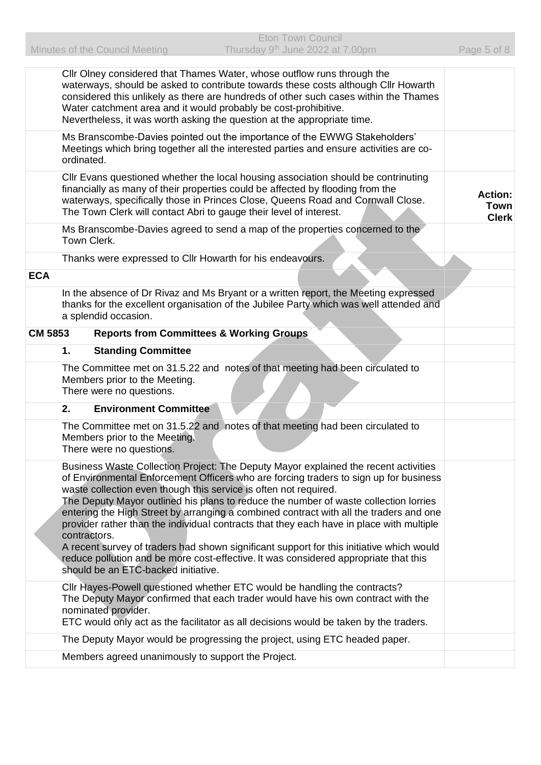Cllr Olney considered that Thames Water, whose outflow runs through the waterways, should be asked to contribute towards these costs although Cllr Howarth considered this unlikely as there are hundreds of other such cases within the Thames Water catchment area and it would probably be cost-prohibitive.
Nevertheless, it was worth asking the question at the appropriate time.

Ms Branscombe-Davies pointed out the importance of the EWWG Stakeholders' Meetings which bring together all the interested parties and ensure activities are co-ordinated.

Cllr Evans questioned whether the local housing association should be contrinuting financially as many of their properties could be affected by flooding from the waterways, specifically those in Princes Close, Queens Road and Cornwall Close.
The Town Clerk will contact Abri to gauge their level of interest. **Action: Town Clerk**

Ms Branscombe-Davies agreed to send a map of the properties concerned to the Town Clerk.

Thanks were expressed to Cllr Howarth for his endeavours.

**ECA**

In the absence of Dr Rivaz and Ms Bryant or a written report, the Meeting expressed thanks for the excellent organisation of the Jubilee Party which was well attended and a splendid occasion.

## CM 5853 Reports from Committees & Working Groups

### 1. Standing Committee

The Committee met on 31.5.22 and notes of that meeting had been circulated to Members prior to the Meeting.
There were no questions.

### 2. Environment Committee

The Committee met on 31.5.22 and notes of that meeting had been circulated to Members prior to the Meeting.
There were no questions.

Business Waste Collection Project: The Deputy Mayor explained the recent activities of Environmental Enforcement Officers who are forcing traders to sign up for business waste collection even though this service is often not required.
The Deputy Mayor outlined his plans to reduce the number of waste collection lorries entering the High Street by arranging a combined contract with all the traders and one provider rather than the individual contracts that they each have in place with multiple contractors.
A recent survey of traders had shown significant support for this initiative which would reduce pollution and be more cost-effective. It was considered appropriate that this should be an ETC-backed initiative.

Cllr Hayes-Powell questioned whether ETC would be handling the contracts?
The Deputy Mayor confirmed that each trader would have his own contract with the nominated provider.
ETC would only act as the facilitator as all decisions would be taken by the traders.

The Deputy Mayor would be progressing the project, using ETC headed paper.

Members agreed unanimously to support the Project.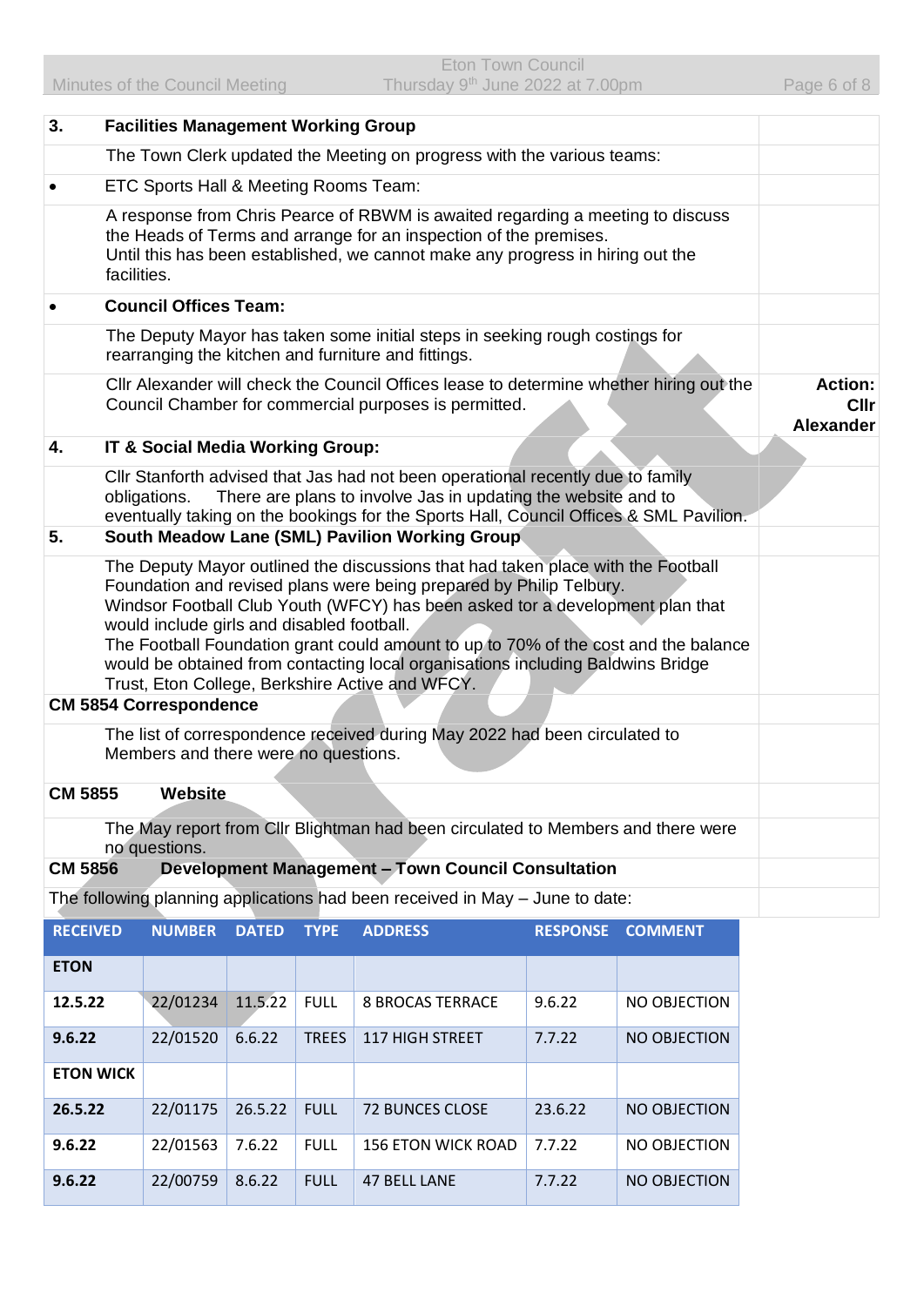**3. Facilities Management Working Group**

The Town Clerk updated the Meeting on progress with the various teams:

- ETC Sports Hall & Meeting Rooms Team:

A response from Chris Pearce of RBWM is awaited regarding a meeting to discuss the Heads of Terms and arrange for an inspection of the premises.
Until this has been established, we cannot make any progress in hiring out the facilities.

- **Council Offices Team:**

The Deputy Mayor has taken some initial steps in seeking rough costings for rearranging the kitchen and furniture and fittings.

Cllr Alexander will check the Council Offices lease to determine whether hiring out the Council Chamber for commercial purposes is permitted. **Action: Cllr Alexander**

**4. IT & Social Media Working Group:**

Cllr Stanforth advised that Jas had not been operational recently due to family obligations. There are plans to involve Jas in updating the website and to eventually taking on the bookings for the Sports Hall, Council Offices & SML Pavilion.

**5. South Meadow Lane (SML) Pavilion Working Group**

The Deputy Mayor outlined the discussions that had taken place with the Football Foundation and revised plans were being prepared by Philip Telbury.
Windsor Football Club Youth (WFCY) has been asked for a development plan that would include girls and disabled football.
The Football Foundation grant could amount to up to 70% of the cost and the balance would be obtained from contacting local organisations including Baldwins Bridge Trust, Eton College, Berkshire Active and WFCY.

**CM 5854 Correspondence**

The list of correspondence received during May 2022 had been circulated to Members and there were no questions.

**CM 5855 Website**

The May report from Cllr Blightman had been circulated to Members and there were no questions.

**CM 5856 Development Management – Town Council Consultation**

The following planning applications had been received in May – June to date:

| RECEIVED | NUMBER | DATED | TYPE | ADDRESS | RESPONSE | COMMENT |
|---|---|---|---|---|---|---|
| **ETON** | | | | | | |
| **12.5.22** | 22/01234 | 11.5.22 | FULL | 8 BROCAS TERRACE | 9.6.22 | NO OBJECTION |
| **9.6.22** | 22/01520 | 6.6.22 | TREES | 117 HIGH STREET | 7.7.22 | NO OBJECTION |
| **ETON WICK** | | | | | | |
| **26.5.22** | 22/01175 | 26.5.22 | FULL | 72 BUNCES CLOSE | 23.6.22 | NO OBJECTION |
| **9.6.22** | 22/01563 | 7.6.22 | FULL | 156 ETON WICK ROAD | 7.7.22 | NO OBJECTION |
| **9.6.22** | 22/00759 | 8.6.22 | FULL | 47 BELL LANE | 7.7.22 | NO OBJECTION |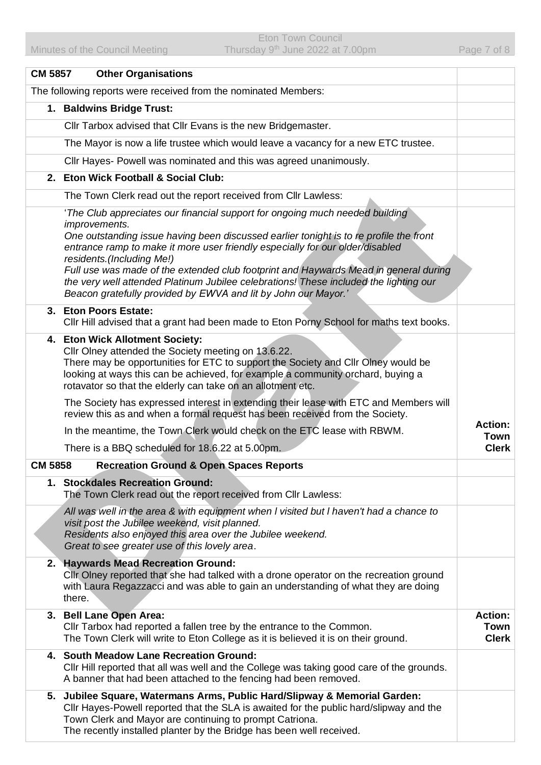| **CM 5857 Other Organisations** | |
|---|---|
| The following reports were received from the nominated Members: | |
| **1. Baldwins Bridge Trust:** | |
| Cllr Tarbox advised that Cllr Evans is the new Bridgemaster. | |
| The Mayor is now a life trustee which would leave a vacancy for a new ETC trustee. | |
| Cllr Hayes- Powell was nominated and this was agreed unanimously. | |
| **2. Eton Wick Football & Social Club:** | |
| The Town Clerk read out the report received from Cllr Lawless: | |
| '*The Club appreciates our financial support for ongoing much needed building improvements. One outstanding issue having been discussed earlier tonight is to re profile the front entrance ramp to make it more user friendly especially for our older/disabled residents.(Including Me!) Full use was made of the extended club footprint and Haywards Mead in general during the very well attended Platinum Jubilee celebrations! These included the lighting our Beacon gratefully provided by EWVA and lit by John our Mayor.*' | |
| **3. Eton Poors Estate:** Cllr Hill advised that a grant had been made to Eton Porny School for maths text books. | |
| **4. Eton Wick Allotment Society:** Cllr Olney attended the Society meeting on 13.6.22. There may be opportunities for ETC to support the Society and Cllr Olney would be looking at ways this can be achieved, for example a community orchard, buying a rotavator so that the elderly can take on an allotment etc. | |
| The Society has expressed interest in extending their lease with ETC and Members will review this as and when a formal request has been received from the Society. | |
| In the meantime, the Town Clerk would check on the ETC lease with RBWM. | **Action: Town Clerk** |
| There is a BBQ scheduled for 18.6.22 at 5.00pm. | |
| **CM 5858 Recreation Ground & Open Spaces Reports** | |
| **1. Stockdales Recreation Ground:** The Town Clerk read out the report received from Cllr Lawless: | |
| *All was well in the area & with equipment when I visited but I haven't had a chance to visit post the Jubilee weekend, visit planned. Residents also enjoyed this area over the Jubilee weekend. Great to see greater use of this lovely area*. | |
| **2. Haywards Mead Recreation Ground:** Cllr Olney reported that she had talked with a drone operator on the recreation ground with Laura Regazzacci and was able to gain an understanding of what they are doing there. | |
| **3. Bell Lane Open Area:** Cllr Tarbox had reported a fallen tree by the entrance to the Common. The Town Clerk will write to Eton College as it is believed it is on their ground. | **Action: Town Clerk** |
| **4. South Meadow Lane Recreation Ground:** Cllr Hill reported that all was well and the College was taking good care of the grounds. A banner that had been attached to the fencing had been removed. | |
| **5. Jubilee Square, Watermans Arms, Public Hard/Slipway & Memorial Garden:** Cllr Hayes-Powell reported that the SLA is awaited for the public hard/slipway and the Town Clerk and Mayor are continuing to prompt Catriona. The recently installed planter by the Bridge has been well received. | |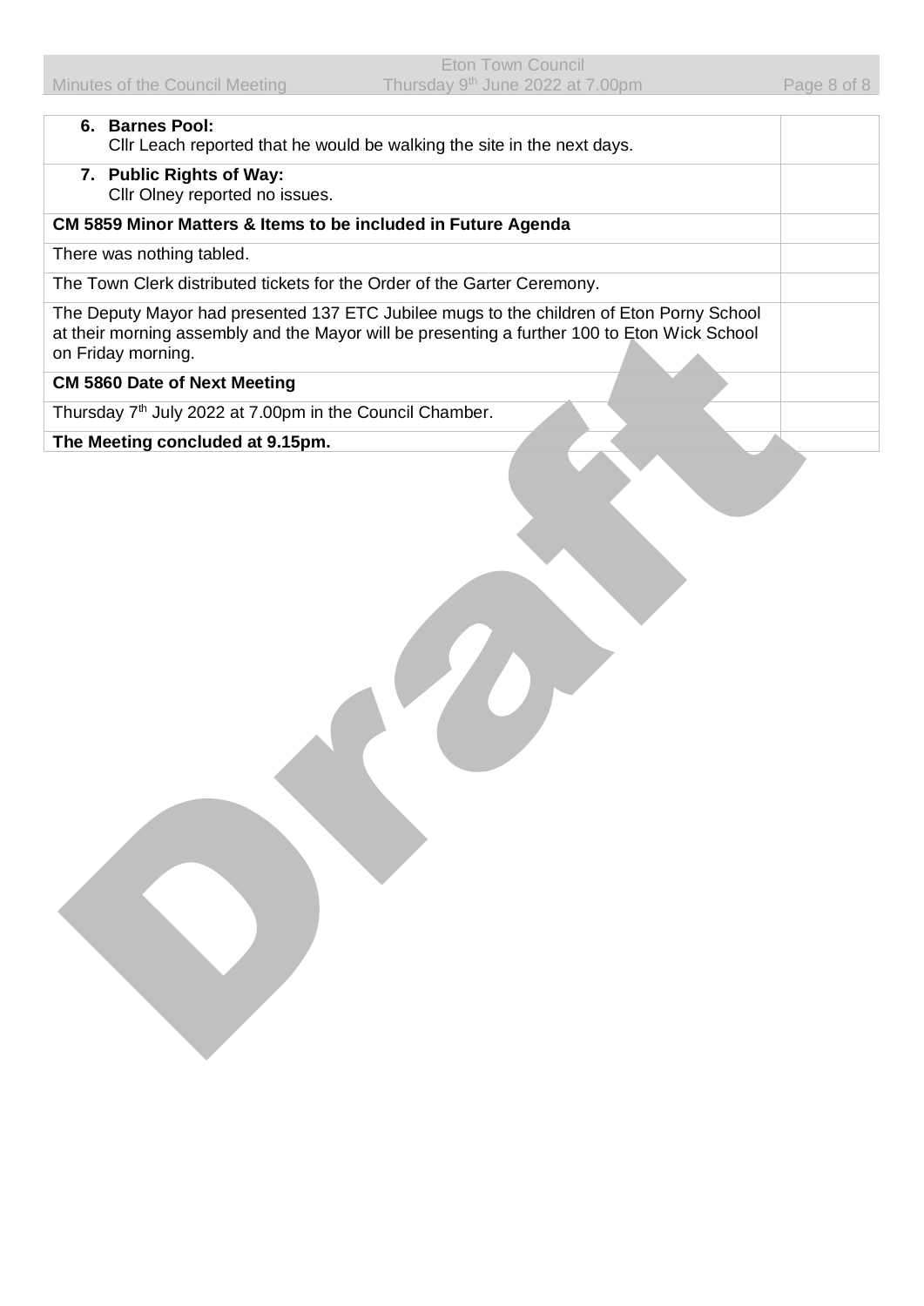6. **Barnes Pool:**
   Cllr Leach reported that he would be walking the site in the next days.

7. **Public Rights of Way:**
   Cllr Olney reported no issues.

**CM 5859 Minor Matters & Items to be included in Future Agenda**

There was nothing tabled.

The Town Clerk distributed tickets for the Order of the Garter Ceremony.

The Deputy Mayor had presented 137 ETC Jubilee mugs to the children of Eton Porny School at their morning assembly and the Mayor will be presenting a further 100 to Eton Wick School on Friday morning.

**CM 5860 Date of Next Meeting**

Thursday 7th July 2022 at 7.00pm in the Council Chamber.

**The Meeting concluded at 9.15pm.**

Draft